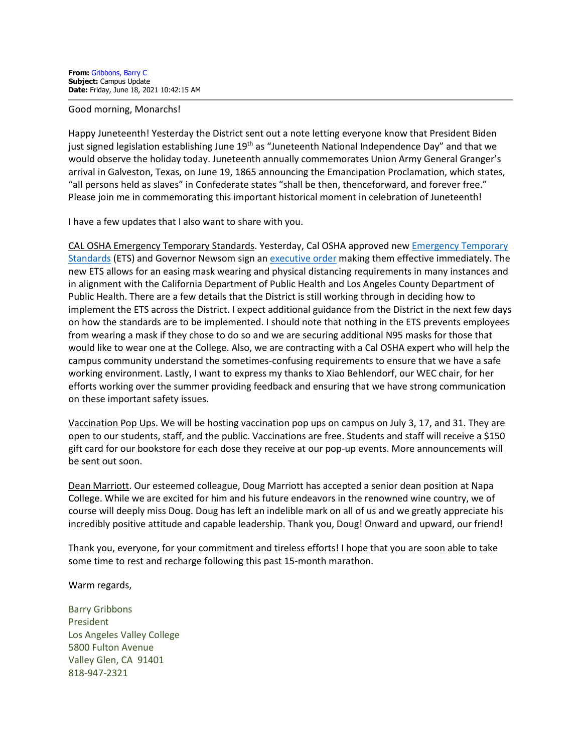**From:** Gribbons, Barry C
**Subject:** Campus Update
**Date:** Friday, June 18, 2021 10:42:15 AM

---

Good morning, Monarchs!

Happy Juneteenth! Yesterday the District sent out a note letting everyone know that President Biden just signed legislation establishing June 19th as "Juneteenth National Independence Day" and that we would observe the holiday today. Juneteenth annually commemorates Union Army General Granger's arrival in Galveston, Texas, on June 19, 1865 announcing the Emancipation Proclamation, which states, "all persons held as slaves" in Confederate states "shall be then, thenceforward, and forever free." Please join me in commemorating this important historical moment in celebration of Juneteenth!

I have a few updates that I also want to share with you.

CAL OSHA Emergency Temporary Standards. Yesterday, Cal OSHA approved new Emergency Temporary Standards (ETS) and Governor Newsom sign an executive order making them effective immediately. The new ETS allows for an easing mask wearing and physical distancing requirements in many instances and in alignment with the California Department of Public Health and Los Angeles County Department of Public Health. There are a few details that the District is still working through in deciding how to implement the ETS across the District. I expect additional guidance from the District in the next few days on how the standards are to be implemented. I should note that nothing in the ETS prevents employees from wearing a mask if they chose to do so and we are securing additional N95 masks for those that would like to wear one at the College. Also, we are contracting with a Cal OSHA expert who will help the campus community understand the sometimes-confusing requirements to ensure that we have a safe working environment. Lastly, I want to express my thanks to Xiao Behlendorf, our WEC chair, for her efforts working over the summer providing feedback and ensuring that we have strong communication on these important safety issues.

Vaccination Pop Ups. We will be hosting vaccination pop ups on campus on July 3, 17, and 31. They are open to our students, staff, and the public. Vaccinations are free. Students and staff will receive a $150 gift card for our bookstore for each dose they receive at our pop-up events. More announcements will be sent out soon.

Dean Marriott. Our esteemed colleague, Doug Marriott has accepted a senior dean position at Napa College. While we are excited for him and his future endeavors in the renowned wine country, we of course will deeply miss Doug. Doug has left an indelible mark on all of us and we greatly appreciate his incredibly positive attitude and capable leadership. Thank you, Doug! Onward and upward, our friend!

Thank you, everyone, for your commitment and tireless efforts! I hope that you are soon able to take some time to rest and recharge following this past 15-month marathon.

Warm regards,

Barry Gribbons
President
Los Angeles Valley College
5800 Fulton Avenue
Valley Glen, CA 91401
818-947-2321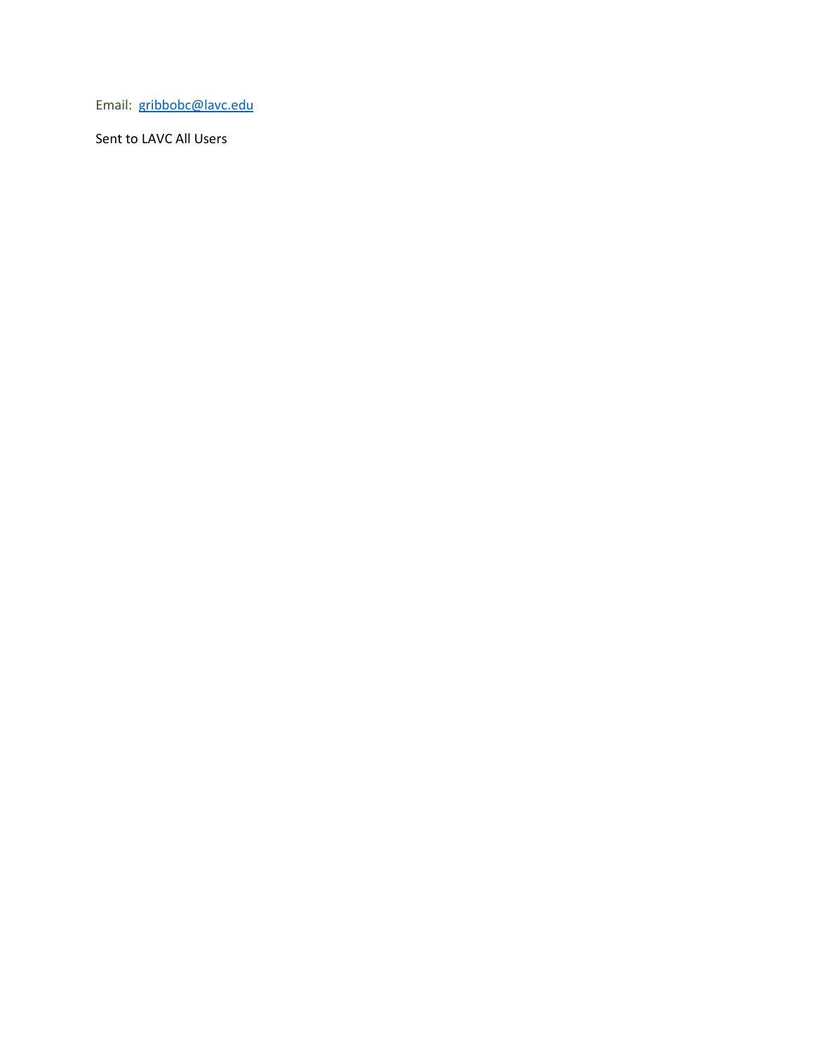Email: [gribbobc@lavc.edu](mailto:gribbobc@lavc.edu)

Sent to LAVC All Users